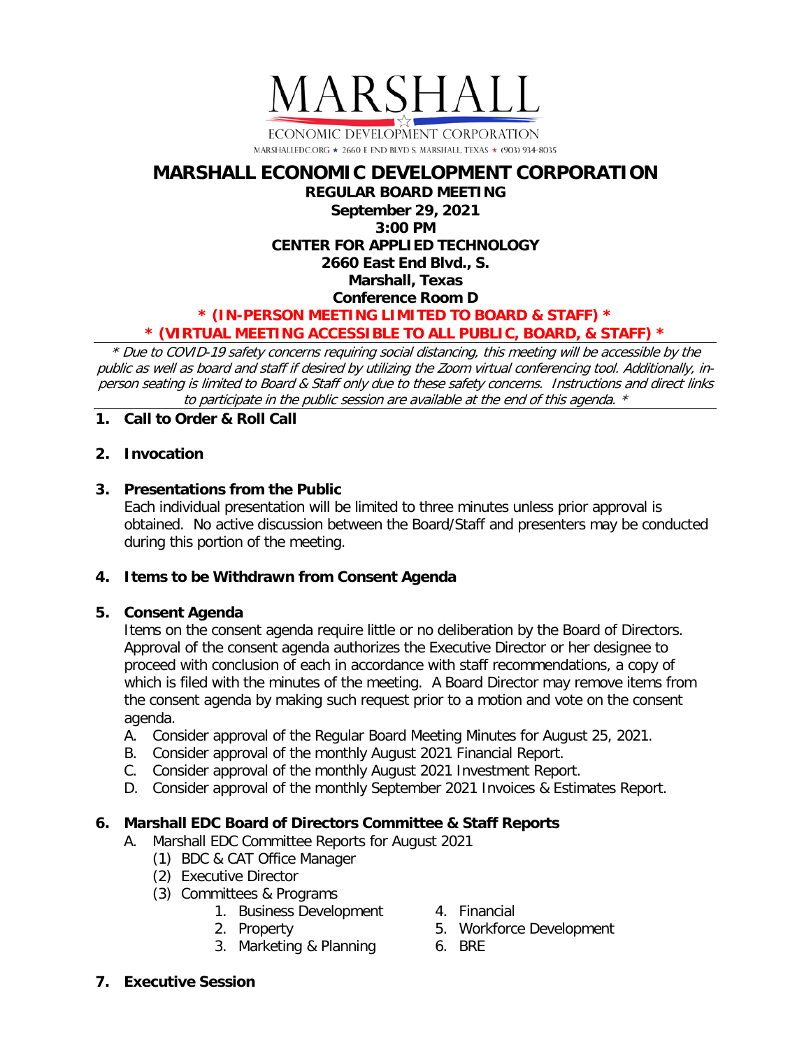MARSHALL

ECONOMIC DEVELOPMENT CORPORATION

MARSHALLEDC.ORG ★ 2660 E END BLVD S. MARSHALL, TEXAS ★ (903) 934-8035

# MARSHALL ECONOMIC DEVELOPMENT CORPORATION

**REGULAR BOARD MEETING**
**September 29, 2021**
**3:00 PM**
**CENTER FOR APPLIED TECHNOLOGY**
**2660 East End Blvd., S.**
**Marshall, Texas**
**Conference Room D**

**\* (IN-PERSON MEETING LIMITED TO BOARD & STAFF) \***
**\* (VIRTUAL MEETING ACCESSIBLE TO ALL PUBLIC, BOARD, & STAFF) \***

*\* Due to COVID-19 safety concerns requiring social distancing, this meeting will be accessible by the public as well as board and staff if desired by utilizing the Zoom virtual conferencing tool. Additionally, in-person seating is limited to Board & Staff only due to these safety concerns. Instructions and direct links to participate in the public session are available at the end of this agenda. \**

**1. Call to Order & Roll Call**

**2. Invocation**

**3. Presentations from the Public**

Each individual presentation will be limited to three minutes unless prior approval is obtained. No active discussion between the Board/Staff and presenters may be conducted during this portion of the meeting.

**4. Items to be Withdrawn from Consent Agenda**

**5. Consent Agenda**

Items on the consent agenda require little or no deliberation by the Board of Directors. Approval of the consent agenda authorizes the Executive Director or her designee to proceed with conclusion of each in accordance with staff recommendations, a copy of which is filed with the minutes of the meeting. A Board Director may remove items from the consent agenda by making such request prior to a motion and vote on the consent agenda.

A. Consider approval of the Regular Board Meeting Minutes for August 25, 2021.
B. Consider approval of the monthly August 2021 Financial Report.
C. Consider approval of the monthly August 2021 Investment Report.
D. Consider approval of the monthly September 2021 Invoices & Estimates Report.

**6. Marshall EDC Board of Directors Committee & Staff Reports**

A. Marshall EDC Committee Reports for August 2021
  (1) BDC & CAT Office Manager
  (2) Executive Director
  (3) Committees & Programs
    1. Business Development
    2. Property
    3. Marketing & Planning
    4. Financial
    5. Workforce Development
    6. BRE

**7. Executive Session**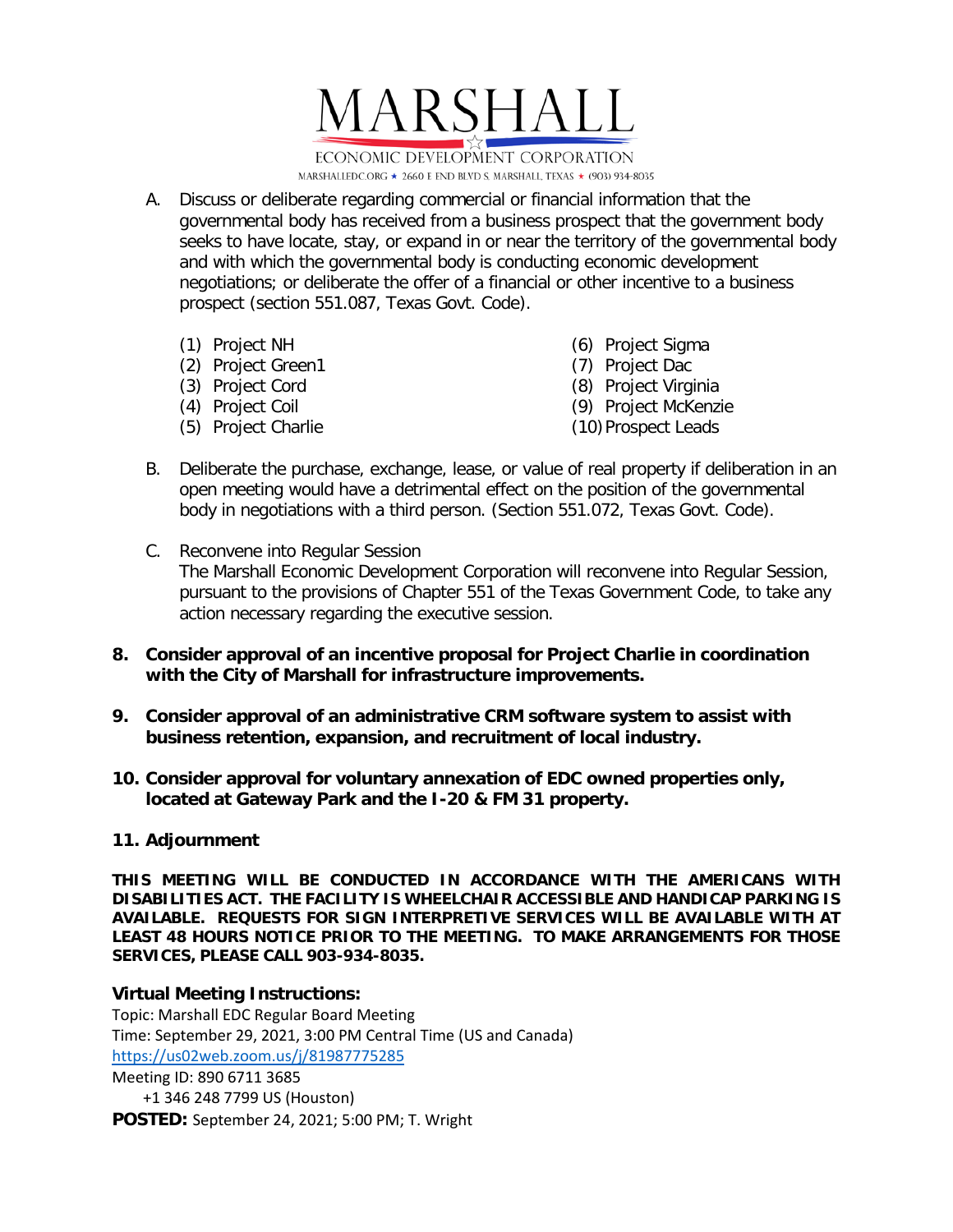A. Discuss or deliberate regarding commercial or financial information that the governmental body has received from a business prospect that the government body seeks to have locate, stay, or expand in or near the territory of the governmental body and with which the governmental body is conducting economic development negotiations; or deliberate the offer of a financial or other incentive to a business prospect (section 551.087, Texas Govt. Code).

   (1) Project NH
   (2) Project Green1
   (3) Project Cord
   (4) Project Coil
   (5) Project Charlie
   (6) Project Sigma
   (7) Project Dac
   (8) Project Virginia
   (9) Project McKenzie
   (10) Prospect Leads

B. Deliberate the purchase, exchange, lease, or value of real property if deliberation in an open meeting would have a detrimental effect on the position of the governmental body in negotiations with a third person. (Section 551.072, Texas Govt. Code).

C. Reconvene into Regular Session
   The Marshall Economic Development Corporation will reconvene into Regular Session, pursuant to the provisions of Chapter 551 of the Texas Government Code, to take any action necessary regarding the executive session.

**8. Consider approval of an incentive proposal for Project Charlie in coordination with the City of Marshall for infrastructure improvements.**

**9. Consider approval of an administrative CRM software system to assist with business retention, expansion, and recruitment of local industry.**

**10. Consider approval for voluntary annexation of EDC owned properties only, located at Gateway Park and the I-20 & FM 31 property.**

**11. Adjournment**

**THIS MEETING WILL BE CONDUCTED IN ACCORDANCE WITH THE AMERICANS WITH DISABILITIES ACT. THE FACILITY IS WHEELCHAIR ACCESSIBLE AND HANDICAP PARKING IS AVAILABLE. REQUESTS FOR SIGN INTERPRETIVE SERVICES WILL BE AVAILABLE WITH AT LEAST 48 HOURS NOTICE PRIOR TO THE MEETING. TO MAKE ARRANGEMENTS FOR THOSE SERVICES, PLEASE CALL 903-934-8035.**

**Virtual Meeting Instructions:**

Topic: Marshall EDC Regular Board Meeting
Time: September 29, 2021, 3:00 PM Central Time (US and Canada)
https://us02web.zoom.us/j/81987775285
Meeting ID: 890 6711 3685
+1 346 248 7799 US (Houston)

**POSTED:** September 24, 2021; 5:00 PM; T. Wright